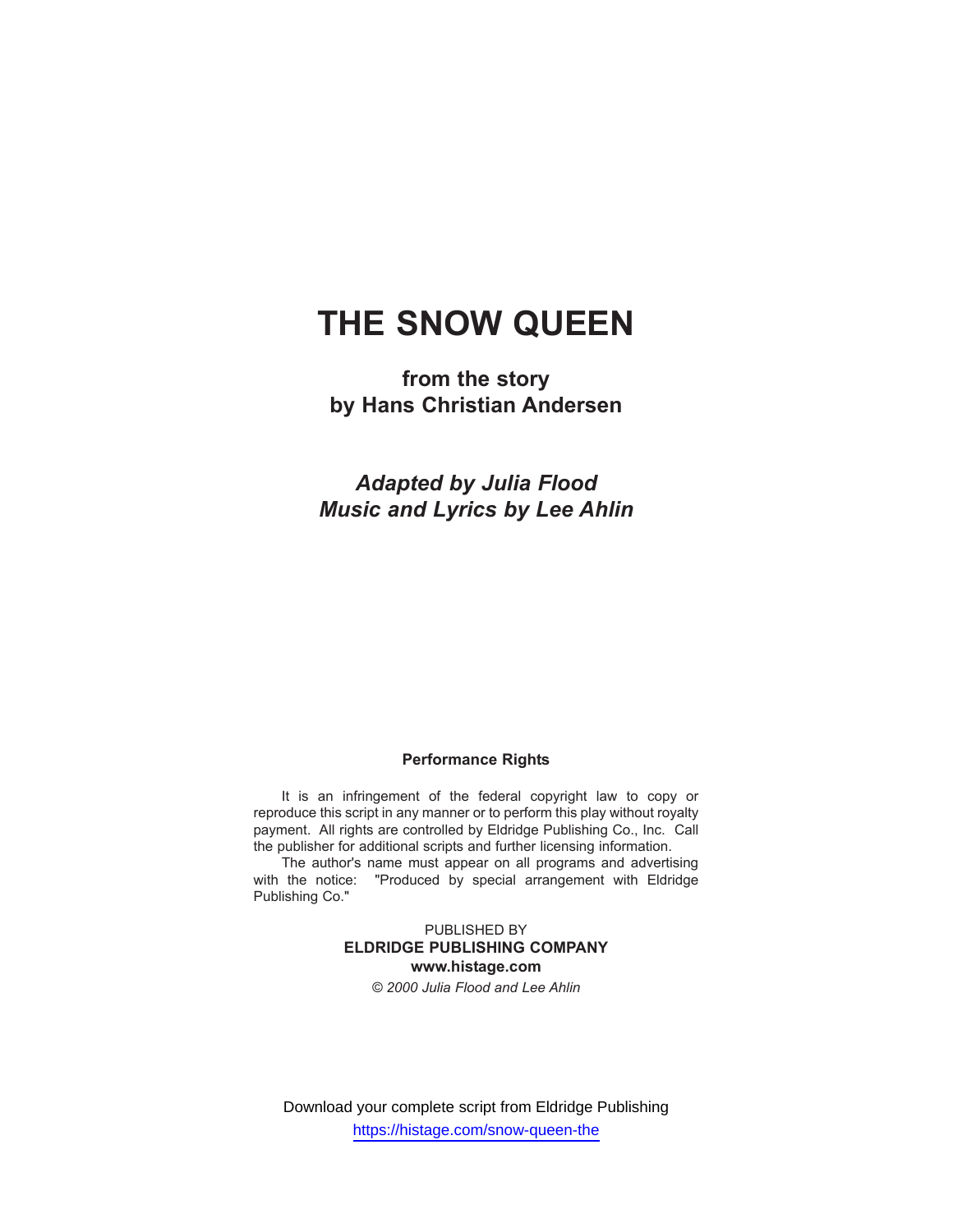# THE SNOW QUEEN

**from the story**
**by Hans Christian Andersen**

***Adapted by Julia Flood***
***Music and Lyrics by Lee Ahlin***

**Performance Rights**

It is an infringement of the federal copyright law to copy or reproduce this script in any manner or to perform this play without royalty payment. All rights are controlled by Eldridge Publishing Co., Inc. Call the publisher for additional scripts and further licensing information.

The author's name must appear on all programs and advertising with the notice: "Produced by special arrangement with Eldridge Publishing Co."

PUBLISHED BY
**ELDRIDGE PUBLISHING COMPANY**
**www.histage.com**
*© 2000 Julia Flood and Lee Ahlin*

Download your complete script from Eldridge Publishing
https://histage.com/snow-queen-the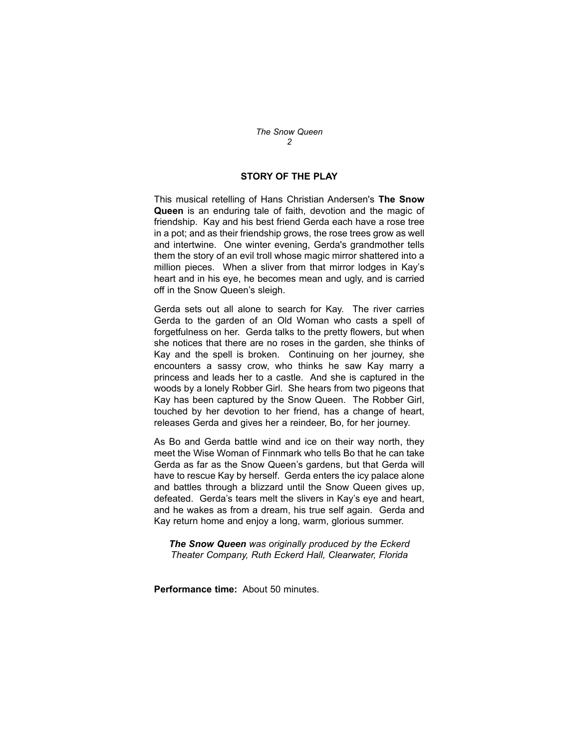## STORY OF THE PLAY

This musical retelling of Hans Christian Andersen's **The Snow Queen** is an enduring tale of faith, devotion and the magic of friendship. Kay and his best friend Gerda each have a rose tree in a pot; and as their friendship grows, the rose trees grow as well and intertwine. One winter evening, Gerda's grandmother tells them the story of an evil troll whose magic mirror shattered into a million pieces. When a sliver from that mirror lodges in Kay's heart and in his eye, he becomes mean and ugly, and is carried off in the Snow Queen's sleigh.

Gerda sets out all alone to search for Kay. The river carries Gerda to the garden of an Old Woman who casts a spell of forgetfulness on her. Gerda talks to the pretty flowers, but when she notices that there are no roses in the garden, she thinks of Kay and the spell is broken. Continuing on her journey, she encounters a sassy crow, who thinks he saw Kay marry a princess and leads her to a castle. And she is captured in the woods by a lonely Robber Girl. She hears from two pigeons that Kay has been captured by the Snow Queen. The Robber Girl, touched by her devotion to her friend, has a change of heart, releases Gerda and gives her a reindeer, Bo, for her journey.

As Bo and Gerda battle wind and ice on their way north, they meet the Wise Woman of Finnmark who tells Bo that he can take Gerda as far as the Snow Queen's gardens, but that Gerda will have to rescue Kay by herself. Gerda enters the icy palace alone and battles through a blizzard until the Snow Queen gives up, defeated. Gerda's tears melt the slivers in Kay's eye and heart, and he wakes as from a dream, his true self again. Gerda and Kay return home and enjoy a long, warm, glorious summer.

***The Snow Queen*** *was originally produced by the Eckerd Theater Company, Ruth Eckerd Hall, Clearwater, Florida*

**Performance time:** About 50 minutes.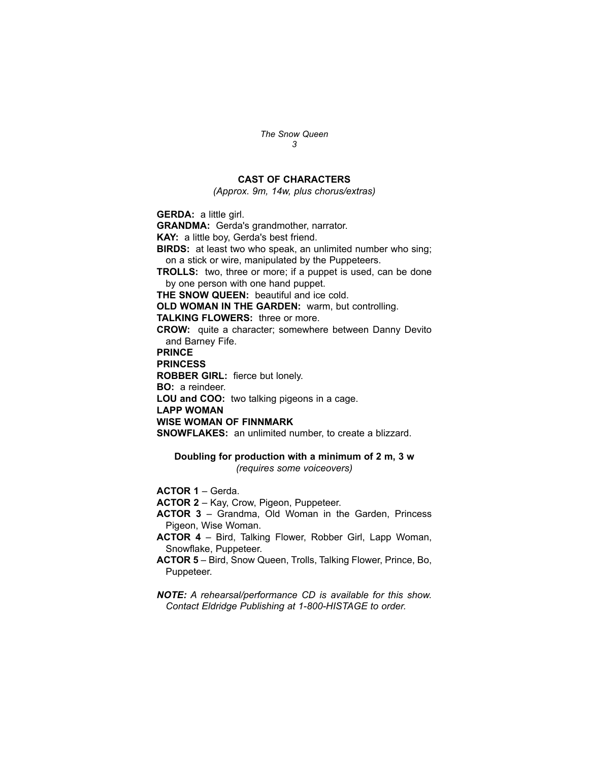## CAST OF CHARACTERS

*(Approx. 9m, 14w, plus chorus/extras)*

**GERDA:** a little girl.

**GRANDMA:** Gerda's grandmother, narrator.

**KAY:** a little boy, Gerda's best friend.

**BIRDS:** at least two who speak, an unlimited number who sing; on a stick or wire, manipulated by the Puppeteers.

**TROLLS:** two, three or more; if a puppet is used, can be done by one person with one hand puppet.

**THE SNOW QUEEN:** beautiful and ice cold.

**OLD WOMAN IN THE GARDEN:** warm, but controlling.

**TALKING FLOWERS:** three or more.

**CROW:** quite a character; somewhere between Danny Devito and Barney Fife.

**PRINCE**

**PRINCESS**

**ROBBER GIRL:** fierce but lonely.

**BO:** a reindeer.

**LOU and COO:** two talking pigeons in a cage.

**LAPP WOMAN**

**WISE WOMAN OF FINNMARK**

**SNOWFLAKES:** an unlimited number, to create a blizzard.

### Doubling for production with a minimum of 2 m, 3 w

*(requires some voiceovers)*

**ACTOR 1** – Gerda.

**ACTOR 2** – Kay, Crow, Pigeon, Puppeteer.

**ACTOR 3** – Grandma, Old Woman in the Garden, Princess Pigeon, Wise Woman.

**ACTOR 4** – Bird, Talking Flower, Robber Girl, Lapp Woman, Snowflake, Puppeteer.

**ACTOR 5** – Bird, Snow Queen, Trolls, Talking Flower, Prince, Bo, Puppeteer.

***NOTE:*** *A rehearsal/performance CD is available for this show. Contact Eldridge Publishing at 1-800-HISTAGE to order.*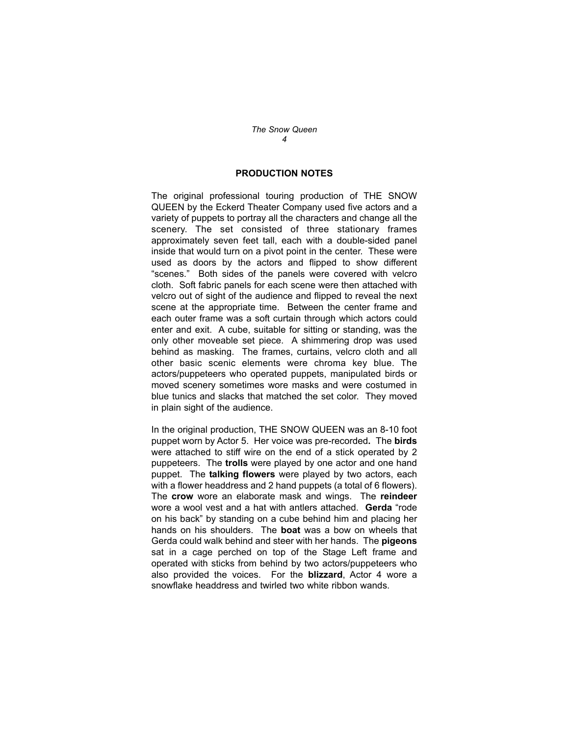## PRODUCTION NOTES

The original professional touring production of THE SNOW QUEEN by the Eckerd Theater Company used five actors and a variety of puppets to portray all the characters and change all the scenery. The set consisted of three stationary frames approximately seven feet tall, each with a double-sided panel inside that would turn on a pivot point in the center. These were used as doors by the actors and flipped to show different "scenes." Both sides of the panels were covered with velcro cloth. Soft fabric panels for each scene were then attached with velcro out of sight of the audience and flipped to reveal the next scene at the appropriate time. Between the center frame and each outer frame was a soft curtain through which actors could enter and exit. A cube, suitable for sitting or standing, was the only other moveable set piece. A shimmering drop was used behind as masking. The frames, curtains, velcro cloth and all other basic scenic elements were chroma key blue. The actors/puppeteers who operated puppets, manipulated birds or moved scenery sometimes wore masks and were costumed in blue tunics and slacks that matched the set color. They moved in plain sight of the audience.

In the original production, THE SNOW QUEEN was an 8-10 foot puppet worn by Actor 5. Her voice was pre-recorded**.** The **birds** were attached to stiff wire on the end of a stick operated by 2 puppeteers. The **trolls** were played by one actor and one hand puppet. The **talking flowers** were played by two actors, each with a flower headdress and 2 hand puppets (a total of 6 flowers). The **crow** wore an elaborate mask and wings. The **reindeer** wore a wool vest and a hat with antlers attached. **Gerda** "rode on his back" by standing on a cube behind him and placing her hands on his shoulders. The **boat** was a bow on wheels that Gerda could walk behind and steer with her hands. The **pigeons** sat in a cage perched on top of the Stage Left frame and operated with sticks from behind by two actors/puppeteers who also provided the voices. For the **blizzard**, Actor 4 wore a snowflake headdress and twirled two white ribbon wands.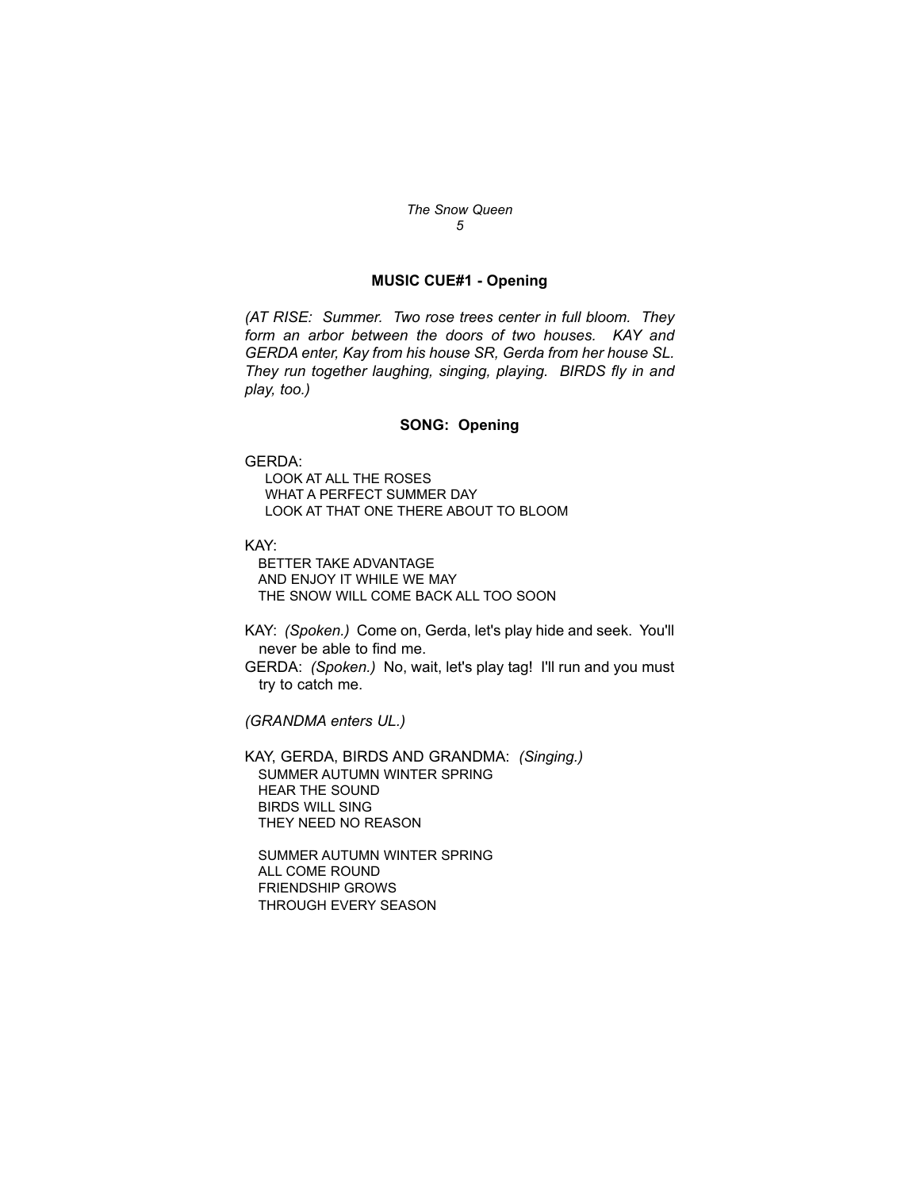**MUSIC CUE#1 - Opening**

*(AT RISE: Summer. Two rose trees center in full bloom. They form an arbor between the doors of two houses. KAY and GERDA enter, Kay from his house SR, Gerda from her house SL. They run together laughing, singing, playing. BIRDS fly in and play, too.)*

**SONG: Opening**

GERDA:

LOOK AT ALL THE ROSES
WHAT A PERFECT SUMMER DAY
LOOK AT THAT ONE THERE ABOUT TO BLOOM

KAY:

BETTER TAKE ADVANTAGE
AND ENJOY IT WHILE WE MAY
THE SNOW WILL COME BACK ALL TOO SOON

KAY: *(Spoken.)* Come on, Gerda, let's play hide and seek. You'll never be able to find me.

GERDA: *(Spoken.)* No, wait, let's play tag! I'll run and you must try to catch me.

*(GRANDMA enters UL.)*

KAY, GERDA, BIRDS AND GRANDMA: *(Singing.)*

SUMMER AUTUMN WINTER SPRING
HEAR THE SOUND
BIRDS WILL SING
THEY NEED NO REASON

SUMMER AUTUMN WINTER SPRING
ALL COME ROUND
FRIENDSHIP GROWS
THROUGH EVERY SEASON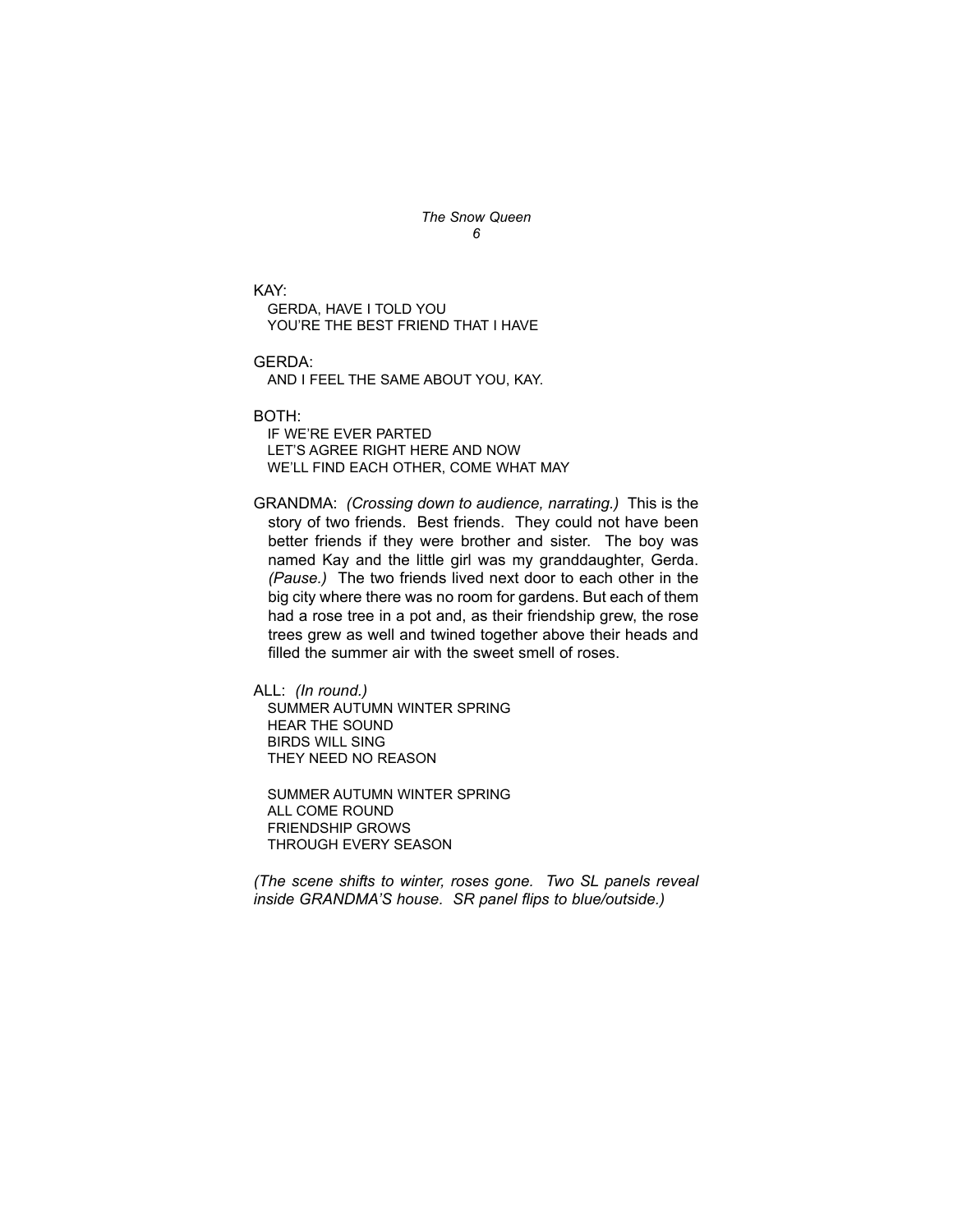KAY:

GERDA, HAVE I TOLD YOU
YOU'RE THE BEST FRIEND THAT I HAVE

GERDA:

AND I FEEL THE SAME ABOUT YOU, KAY.

BOTH:

IF WE'RE EVER PARTED
LET'S AGREE RIGHT HERE AND NOW
WE'LL FIND EACH OTHER, COME WHAT MAY

GRANDMA: *(Crossing down to audience, narrating.)* This is the story of two friends. Best friends. They could not have been better friends if they were brother and sister. The boy was named Kay and the little girl was my granddaughter, Gerda. *(Pause.)* The two friends lived next door to each other in the big city where there was no room for gardens. But each of them had a rose tree in a pot and, as their friendship grew, the rose trees grew as well and twined together above their heads and filled the summer air with the sweet smell of roses.

ALL: *(In round.)*

SUMMER AUTUMN WINTER SPRING
HEAR THE SOUND
BIRDS WILL SING
THEY NEED NO REASON

SUMMER AUTUMN WINTER SPRING
ALL COME ROUND
FRIENDSHIP GROWS
THROUGH EVERY SEASON

*(The scene shifts to winter, roses gone. Two SL panels reveal inside GRANDMA'S house. SR panel flips to blue/outside.)*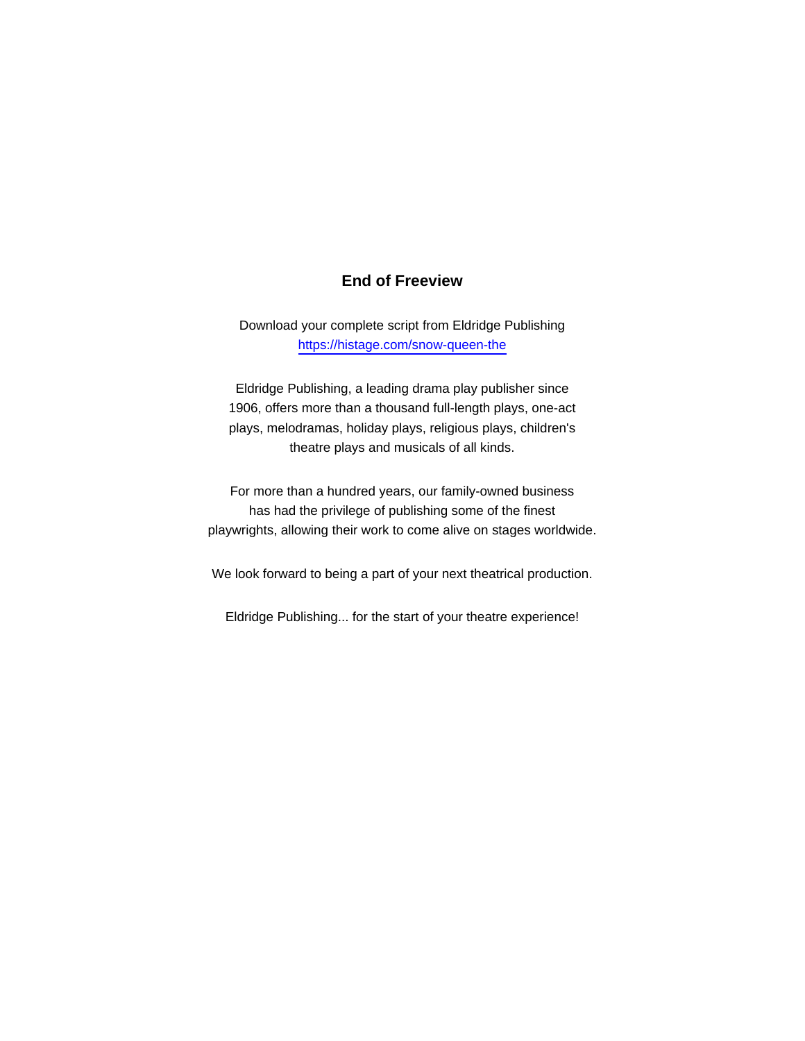# End of Freeview

Download your complete script from Eldridge Publishing
[https://histage.com/snow-queen-the](https://histage.com/snow-queen-the)

Eldridge Publishing, a leading drama play publisher since 1906, offers more than a thousand full-length plays, one-act plays, melodramas, holiday plays, religious plays, children's theatre plays and musicals of all kinds.

For more than a hundred years, our family-owned business has had the privilege of publishing some of the finest playwrights, allowing their work to come alive on stages worldwide.

We look forward to being a part of your next theatrical production.

Eldridge Publishing... for the start of your theatre experience!